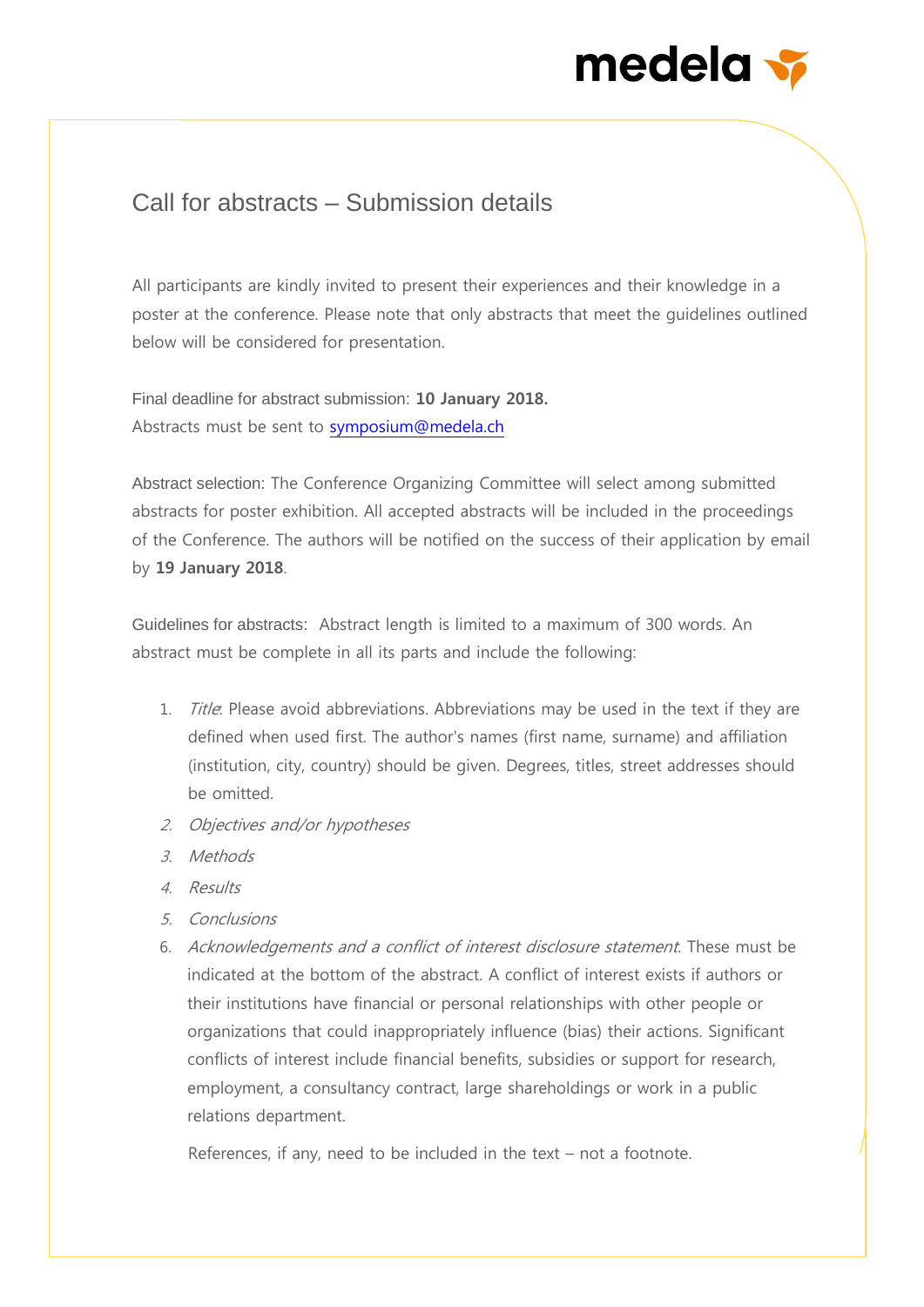# Call for abstracts – Submission details

All participants are kindly invited to present their experiences and their knowledge in a poster at the conference. Please note that only abstracts that meet the guidelines outlined below will be considered for presentation.

Final deadline for abstract submission: **10 January 2018.**
Abstracts must be sent to symposium@medela.ch

Abstract selection: The Conference Organizing Committee will select among submitted abstracts for poster exhibition. All accepted abstracts will be included in the proceedings of the Conference. The authors will be notified on the success of their application by email by **19 January 2018**.

Guidelines for abstracts: Abstract length is limited to a maximum of 300 words. An abstract must be complete in all its parts and include the following:

1. *Title*: Please avoid abbreviations. Abbreviations may be used in the text if they are defined when used first. The author's names (first name, surname) and affiliation (institution, city, country) should be given. Degrees, titles, street addresses should be omitted.
2. *Objectives and/or hypotheses*
3. *Methods*
4. *Results*
5. *Conclusions*
6. *Acknowledgements and a conflict of interest disclosure statement*. These must be indicated at the bottom of the abstract. A conflict of interest exists if authors or their institutions have financial or personal relationships with other people or organizations that could inappropriately influence (bias) their actions. Significant conflicts of interest include financial benefits, subsidies or support for research, employment, a consultancy contract, large shareholdings or work in a public relations department.

   References, if any, need to be included in the text – not a footnote.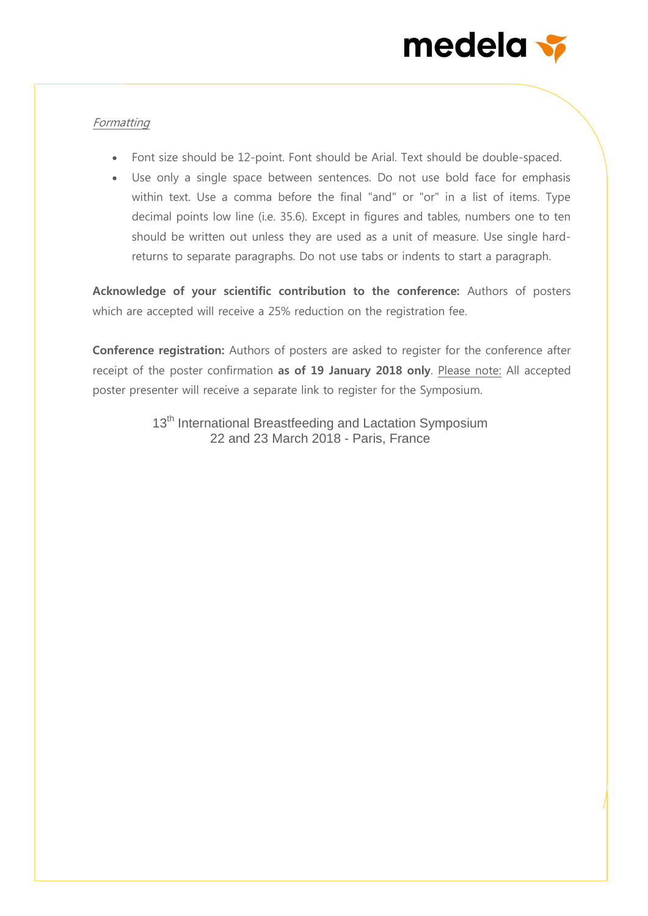*Formatting*

- Font size should be 12-point. Font should be Arial. Text should be double-spaced.
- Use only a single space between sentences. Do not use bold face for emphasis within text. Use a comma before the final "and" or "or" in a list of items. Type decimal points low line (i.e. 35.6). Except in figures and tables, numbers one to ten should be written out unless they are used as a unit of measure. Use single hard-returns to separate paragraphs. Do not use tabs or indents to start a paragraph.

**Acknowledge of your scientific contribution to the conference:** Authors of posters which are accepted will receive a 25% reduction on the registration fee.

**Conference registration:** Authors of posters are asked to register for the conference after receipt of the poster confirmation **as of 19 January 2018 only**. Please note: All accepted poster presenter will receive a separate link to register for the Symposium.

13th International Breastfeeding and Lactation Symposium
22 and 23 March 2018 - Paris, France